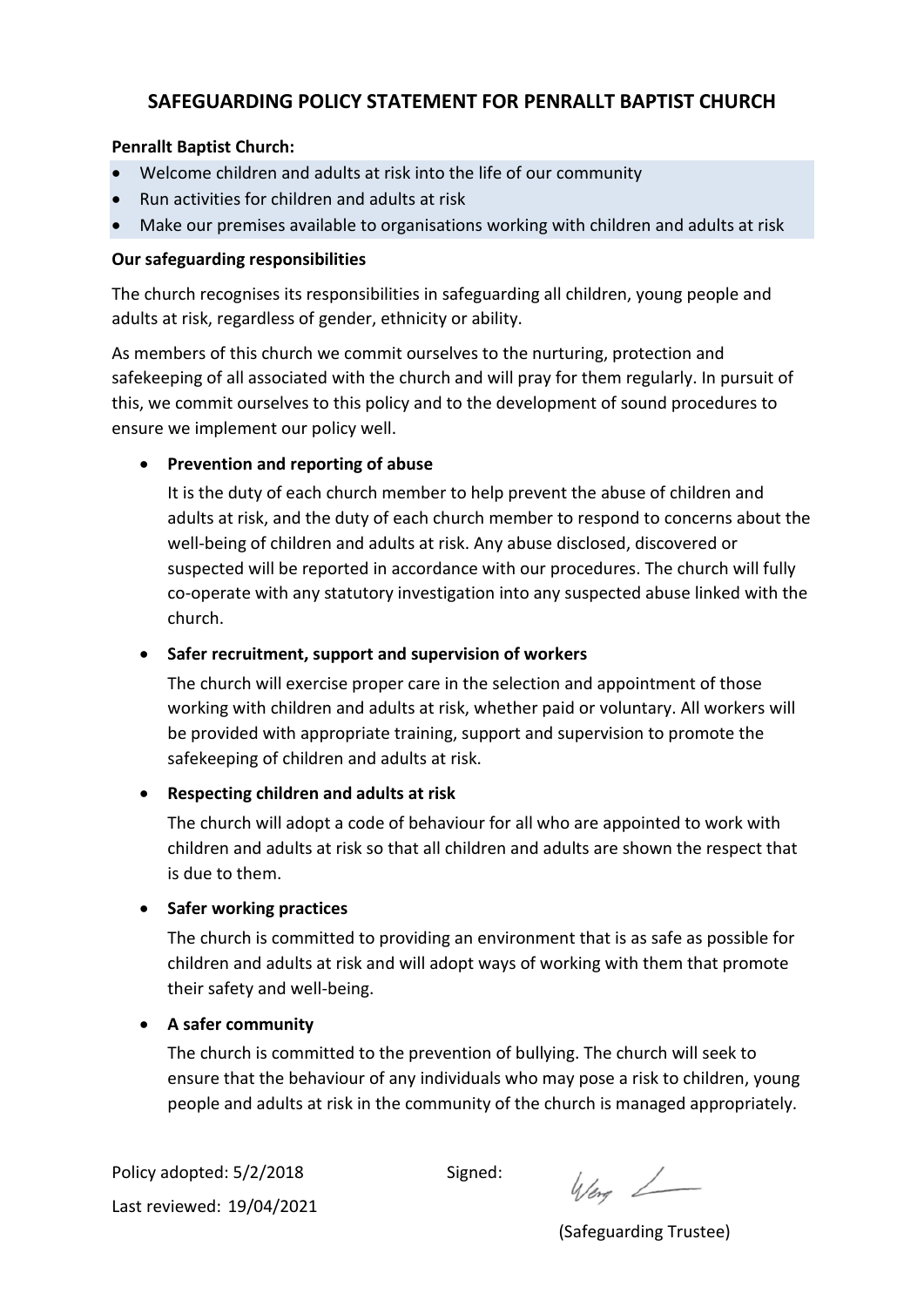# SAFEGUARDING POLICY STATEMENT FOR PENRALLT BAPTIST CHURCH

**Penrallt Baptist Church:**

- Welcome children and adults at risk into the life of our community
- Run activities for children and adults at risk
- Make our premises available to organisations working with children and adults at risk

**Our safeguarding responsibilities**

The church recognises its responsibilities in safeguarding all children, young people and adults at risk, regardless of gender, ethnicity or ability.

As members of this church we commit ourselves to the nurturing, protection and safekeeping of all associated with the church and will pray for them regularly. In pursuit of this, we commit ourselves to this policy and to the development of sound procedures to ensure we implement our policy well.

- **Prevention and reporting of abuse**

  It is the duty of each church member to help prevent the abuse of children and adults at risk, and the duty of each church member to respond to concerns about the well-being of children and adults at risk. Any abuse disclosed, discovered or suspected will be reported in accordance with our procedures. The church will fully co-operate with any statutory investigation into any suspected abuse linked with the church.

- **Safer recruitment, support and supervision of workers**

  The church will exercise proper care in the selection and appointment of those working with children and adults at risk, whether paid or voluntary. All workers will be provided with appropriate training, support and supervision to promote the safekeeping of children and adults at risk.

- **Respecting children and adults at risk**

  The church will adopt a code of behaviour for all who are appointed to work with children and adults at risk so that all children and adults are shown the respect that is due to them.

- **Safer working practices**

  The church is committed to providing an environment that is as safe as possible for children and adults at risk and will adopt ways of working with them that promote their safety and well-being.

- **A safer community**

  The church is committed to the prevention of bullying. The church will seek to ensure that the behaviour of any individuals who may pose a risk to children, young people and adults at risk in the community of the church is managed appropriately.

Policy adopted: 5/2/2018

Last reviewed: 19/04/2021

Signed:

(Safeguarding Trustee)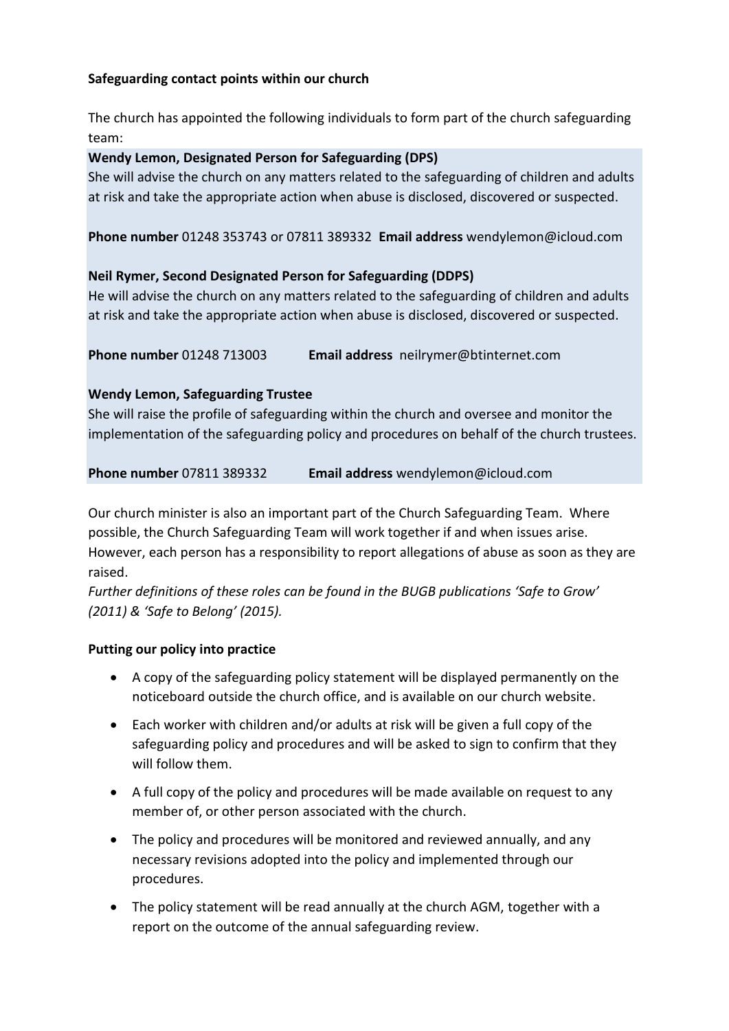**Safeguarding contact points within our church**

The church has appointed the following individuals to form part of the church safeguarding team:

**Wendy Lemon, Designated Person for Safeguarding (DPS)**

She will advise the church on any matters related to the safeguarding of children and adults at risk and take the appropriate action when abuse is disclosed, discovered or suspected.

**Phone number** 01248 353743 or 07811 389332 **Email address** wendylemon@icloud.com

**Neil Rymer, Second Designated Person for Safeguarding (DDPS)**

He will advise the church on any matters related to the safeguarding of children and adults at risk and take the appropriate action when abuse is disclosed, discovered or suspected.

**Phone number** 01248 713003 **Email address** neilrymer@btinternet.com

**Wendy Lemon, Safeguarding Trustee**

She will raise the profile of safeguarding within the church and oversee and monitor the implementation of the safeguarding policy and procedures on behalf of the church trustees.

**Phone number** 07811 389332 **Email address** wendylemon@icloud.com

Our church minister is also an important part of the Church Safeguarding Team. Where possible, the Church Safeguarding Team will work together if and when issues arise. However, each person has a responsibility to report allegations of abuse as soon as they are raised.

*Further definitions of these roles can be found in the BUGB publications 'Safe to Grow' (2011) & 'Safe to Belong' (2015).*

**Putting our policy into practice**

- A copy of the safeguarding policy statement will be displayed permanently on the noticeboard outside the church office, and is available on our church website.
- Each worker with children and/or adults at risk will be given a full copy of the safeguarding policy and procedures and will be asked to sign to confirm that they will follow them.
- A full copy of the policy and procedures will be made available on request to any member of, or other person associated with the church.
- The policy and procedures will be monitored and reviewed annually, and any necessary revisions adopted into the policy and implemented through our procedures.
- The policy statement will be read annually at the church AGM, together with a report on the outcome of the annual safeguarding review.